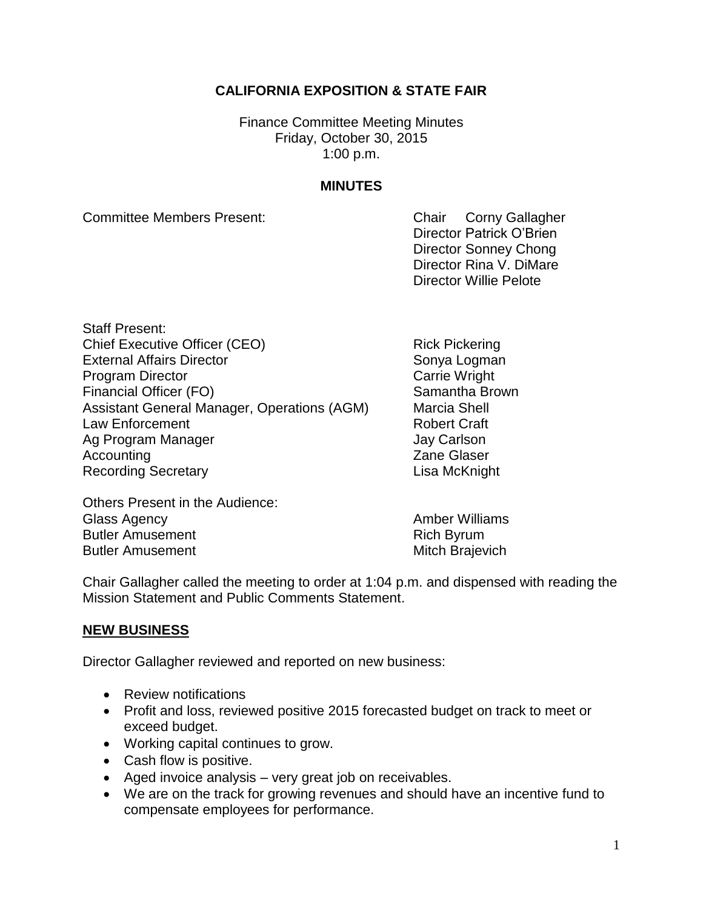# CALIFORNIA EXPOSITION & STATE FAIR

Finance Committee Meeting Minutes
Friday, October 30, 2015
1:00 p.m.

## MINUTES

Committee Members Present:

| | |
|---|---|
| Chair | Corny Gallagher |
| Director | Patrick O'Brien |
| Director | Sonney Chong |
| Director | Rina V. DiMare |
| Director | Willie Pelote |

Staff Present:

| | |
|---|---|
| Chief Executive Officer (CEO) | Rick Pickering |
| External Affairs Director | Sonya Logman |
| Program Director | Carrie Wright |
| Financial Officer (FO) | Samantha Brown |
| Assistant General Manager, Operations (AGM) | Marcia Shell |
| Law Enforcement | Robert Craft |
| Ag Program Manager | Jay Carlson |
| Accounting | Zane Glaser |
| Recording Secretary | Lisa McKnight |

Others Present in the Audience:

| | |
|---|---|
| Glass Agency | Amber Williams |
| Butler Amusement | Rich Byrum |
| Butler Amusement | Mitch Brajevich |

Chair Gallagher called the meeting to order at 1:04 p.m. and dispensed with reading the Mission Statement and Public Comments Statement.

## NEW BUSINESS

Director Gallagher reviewed and reported on new business:

- Review notifications
- Profit and loss, reviewed positive 2015 forecasted budget on track to meet or exceed budget.
- Working capital continues to grow.
- Cash flow is positive.
- Aged invoice analysis – very great job on receivables.
- We are on the track for growing revenues and should have an incentive fund to compensate employees for performance.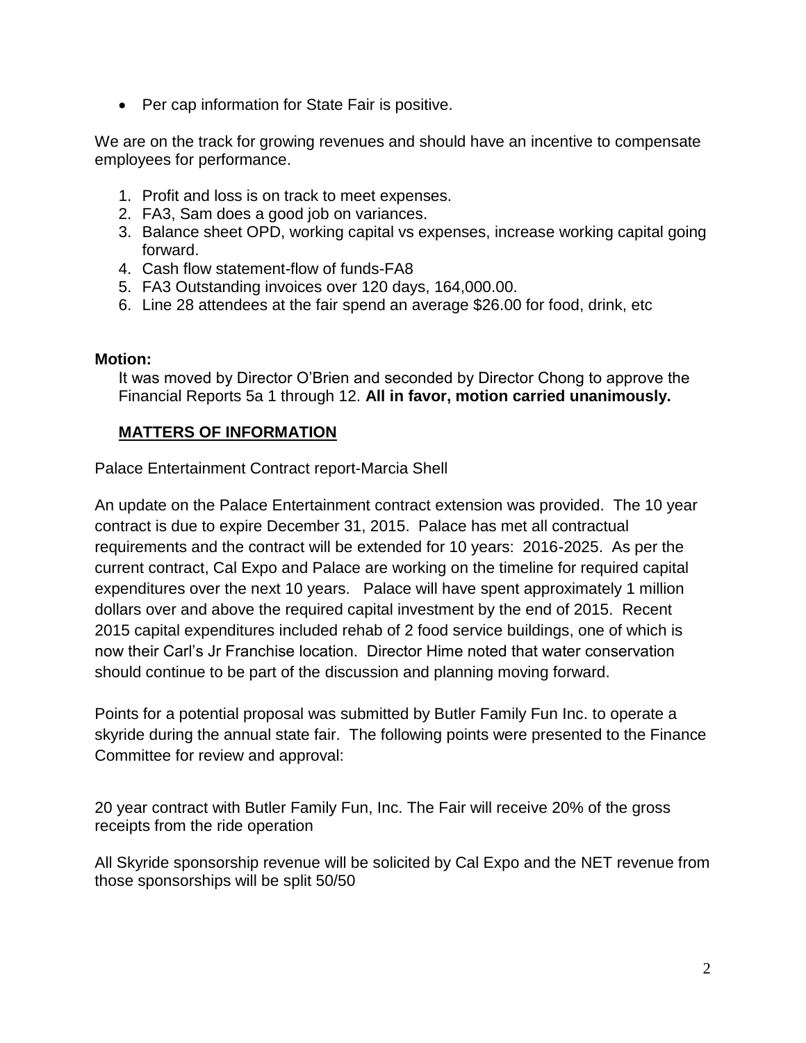- Per cap information for State Fair is positive.

We are on the track for growing revenues and should have an incentive to compensate employees for performance.

1. Profit and loss is on track to meet expenses.
2. FA3, Sam does a good job on variances.
3. Balance sheet OPD, working capital vs expenses, increase working capital going forward.
4. Cash flow statement-flow of funds-FA8
5. FA3 Outstanding invoices over 120 days, 164,000.00.
6. Line 28 attendees at the fair spend an average $26.00 for food, drink, etc

**Motion:**

It was moved by Director O'Brien and seconded by Director Chong to approve the Financial Reports 5a 1 through 12. **All in favor, motion carried unanimously.**

**MATTERS OF INFORMATION**

Palace Entertainment Contract report-Marcia Shell

An update on the Palace Entertainment contract extension was provided. The 10 year contract is due to expire December 31, 2015. Palace has met all contractual requirements and the contract will be extended for 10 years: 2016-2025. As per the current contract, Cal Expo and Palace are working on the timeline for required capital expenditures over the next 10 years. Palace will have spent approximately 1 million dollars over and above the required capital investment by the end of 2015. Recent 2015 capital expenditures included rehab of 2 food service buildings, one of which is now their Carl's Jr Franchise location. Director Hime noted that water conservation should continue to be part of the discussion and planning moving forward.

Points for a potential proposal was submitted by Butler Family Fun Inc. to operate a skyride during the annual state fair. The following points were presented to the Finance Committee for review and approval:

20 year contract with Butler Family Fun, Inc. The Fair will receive 20% of the gross receipts from the ride operation

All Skyride sponsorship revenue will be solicited by Cal Expo and the NET revenue from those sponsorships will be split 50/50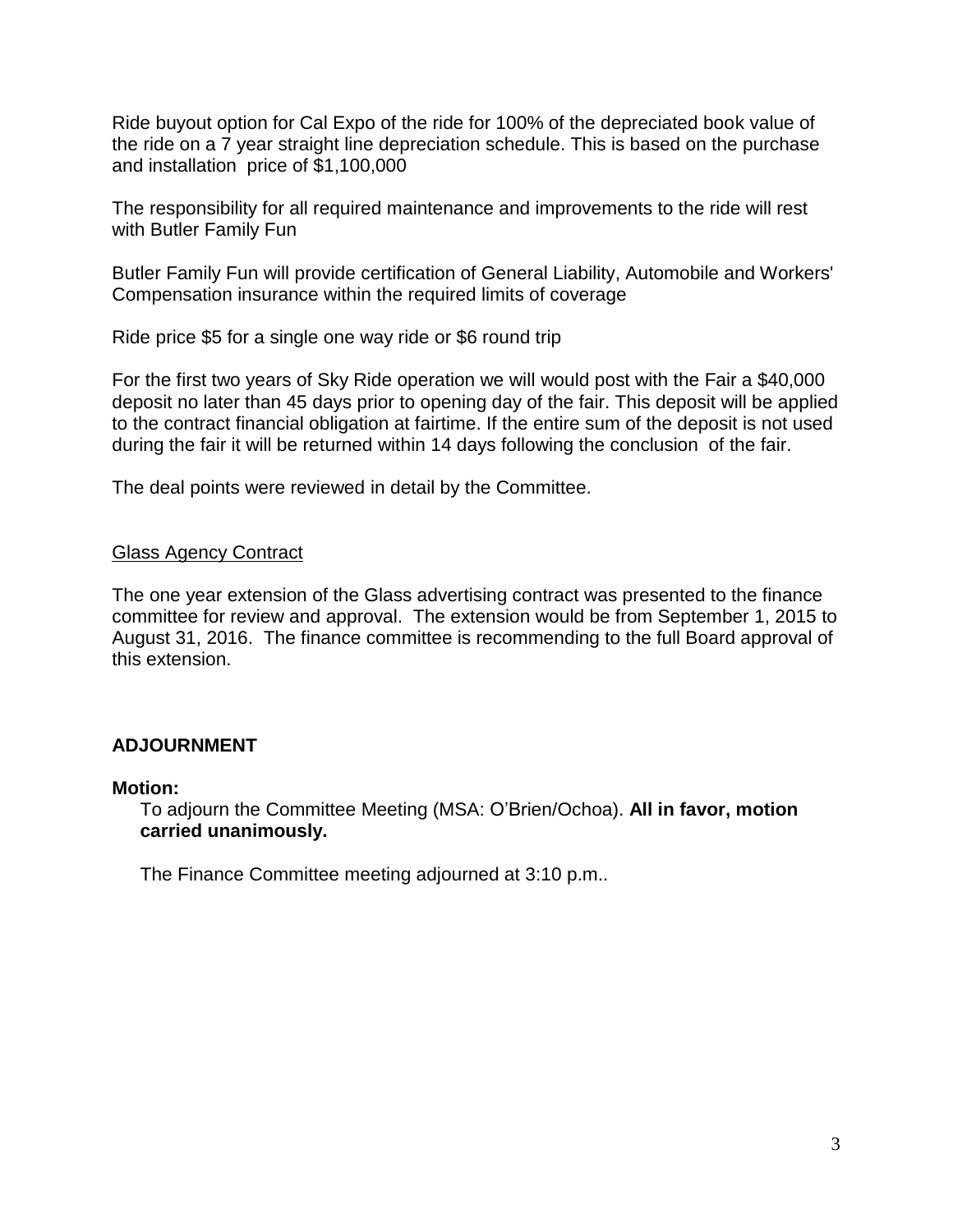Ride buyout option for Cal Expo of the ride for 100% of the depreciated book value of the ride on a 7 year straight line depreciation schedule. This is based on the purchase and installation price of $1,100,000

The responsibility for all required maintenance and improvements to the ride will rest with Butler Family Fun

Butler Family Fun will provide certification of General Liability, Automobile and Workers' Compensation insurance within the required limits of coverage

Ride price $5 for a single one way ride or $6 round trip

For the first two years of Sky Ride operation we will would post with the Fair a $40,000 deposit no later than 45 days prior to opening day of the fair. This deposit will be applied to the contract financial obligation at fairtime. If the entire sum of the deposit is not used during the fair it will be returned within 14 days following the conclusion of the fair.

The deal points were reviewed in detail by the Committee.

<u>Glass Agency Contract</u>

The one year extension of the Glass advertising contract was presented to the finance committee for review and approval. The extension would be from September 1, 2015 to August 31, 2016. The finance committee is recommending to the full Board approval of this extension.

## ADJOURNMENT

**Motion:**

To adjourn the Committee Meeting (MSA: O'Brien/Ochoa). **All in favor, motion carried unanimously.**

The Finance Committee meeting adjourned at 3:10 p.m..